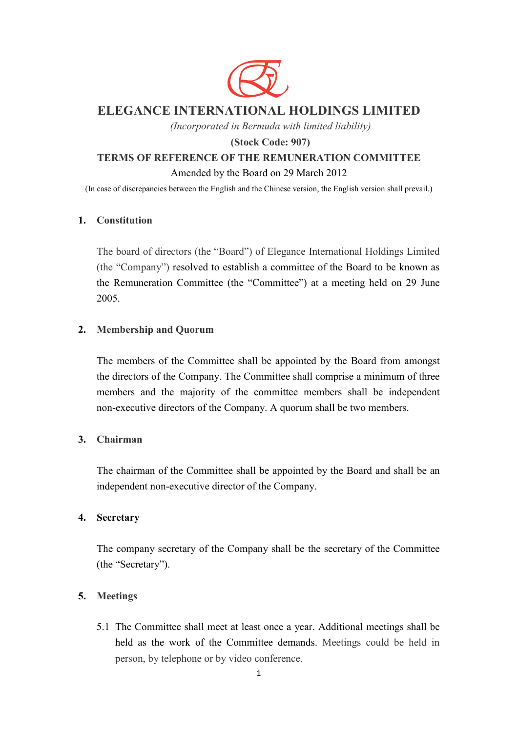# ELEGANCE INTERNATIONAL HOLDINGS LIMITED

*(Incorporated in Bermuda with limited liability)*

**(Stock Code: 907)**

**TERMS OF REFERENCE OF THE REMUNERATION COMMITTEE**

Amended by the Board on 29 March 2012

(In case of discrepancies between the English and the Chinese version, the English version shall prevail.)

## 1. Constitution

The board of directors (the "Board") of Elegance International Holdings Limited (the "Company") resolved to establish a committee of the Board to be known as the Remuneration Committee (the "Committee") at a meeting held on 29 June 2005.

## 2. Membership and Quorum

The members of the Committee shall be appointed by the Board from amongst the directors of the Company. The Committee shall comprise a minimum of three members and the majority of the committee members shall be independent non-executive directors of the Company. A quorum shall be two members.

## 3. Chairman

The chairman of the Committee shall be appointed by the Board and shall be an independent non-executive director of the Company.

## 4. Secretary

The company secretary of the Company shall be the secretary of the Committee (the "Secretary").

## 5. Meetings

5.1 The Committee shall meet at least once a year. Additional meetings shall be held as the work of the Committee demands. Meetings could be held in person, by telephone or by video conference.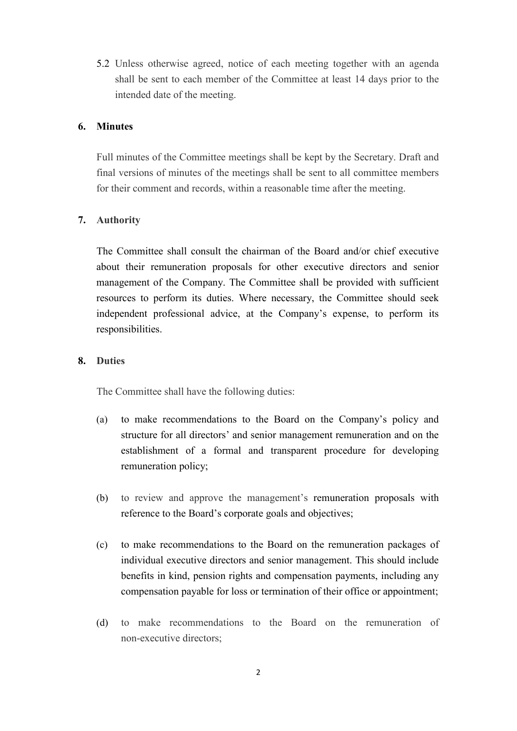5.2 Unless otherwise agreed, notice of each meeting together with an agenda shall be sent to each member of the Committee at least 14 days prior to the intended date of the meeting.

## 6. Minutes

Full minutes of the Committee meetings shall be kept by the Secretary. Draft and final versions of minutes of the meetings shall be sent to all committee members for their comment and records, within a reasonable time after the meeting.

## 7. Authority

The Committee shall consult the chairman of the Board and/or chief executive about their remuneration proposals for other executive directors and senior management of the Company. The Committee shall be provided with sufficient resources to perform its duties. Where necessary, the Committee should seek independent professional advice, at the Company's expense, to perform its responsibilities.

## 8. Duties

The Committee shall have the following duties:

(a) to make recommendations to the Board on the Company's policy and structure for all directors' and senior management remuneration and on the establishment of a formal and transparent procedure for developing remuneration policy;

(b) to review and approve the management's remuneration proposals with reference to the Board's corporate goals and objectives;

(c) to make recommendations to the Board on the remuneration packages of individual executive directors and senior management. This should include benefits in kind, pension rights and compensation payments, including any compensation payable for loss or termination of their office or appointment;

(d) to make recommendations to the Board on the remuneration of non-executive directors;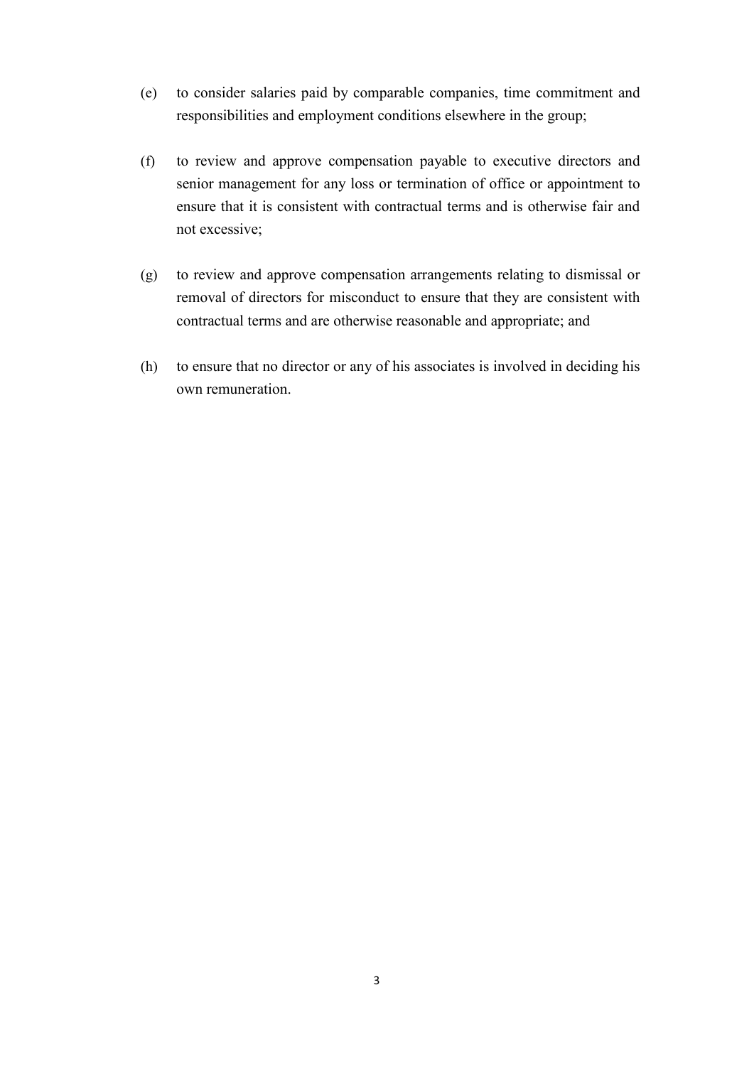(e) to consider salaries paid by comparable companies, time commitment and responsibilities and employment conditions elsewhere in the group;

(f) to review and approve compensation payable to executive directors and senior management for any loss or termination of office or appointment to ensure that it is consistent with contractual terms and is otherwise fair and not excessive;

(g) to review and approve compensation arrangements relating to dismissal or removal of directors for misconduct to ensure that they are consistent with contractual terms and are otherwise reasonable and appropriate; and

(h) to ensure that no director or any of his associates is involved in deciding his own remuneration.